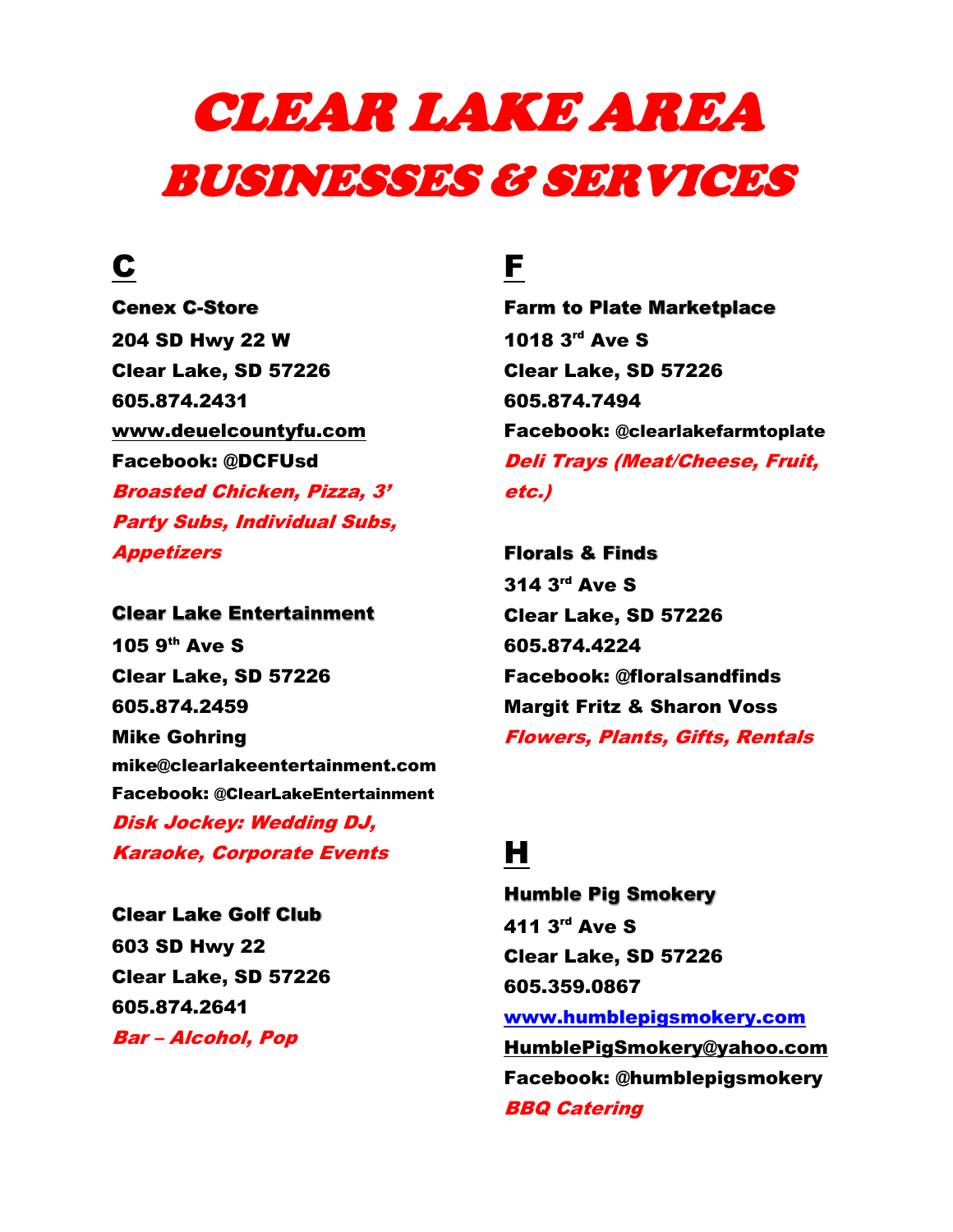# CLEAR LAKE AREA
# BUSINESSES & SERVICES

## C

**Cenex C-Store**
**204 SD Hwy 22 W**
**Clear Lake, SD 57226**
**605.874.2431**
**www.deuelcountyfu.com**
**Facebook: @DCFUsd**
***Broasted Chicken, Pizza, 3' Party Subs, Individual Subs, Appetizers***

**Clear Lake Entertainment**
**105 9th Ave S**
**Clear Lake, SD 57226**
**605.874.2459**
**Mike Gohring**
**mike@clearlakeentertainment.com**
**Facebook: @ClearLakeEntertainment**
***Disk Jockey: Wedding DJ, Karaoke, Corporate Events***

**Clear Lake Golf Club**
**603 SD Hwy 22**
**Clear Lake, SD 57226**
**605.874.2641**
***Bar – Alcohol, Pop***

## F

**Farm to Plate Marketplace**
**1018 3rd Ave S**
**Clear Lake, SD 57226**
**605.874.7494**
**Facebook: @clearlakefarmtoplate**
***Deli Trays (Meat/Cheese, Fruit, etc.)***

**Florals & Finds**
**314 3rd Ave S**
**Clear Lake, SD 57226**
**605.874.4224**
**Facebook: @floralsandfinds**
**Margit Fritz & Sharon Voss**
***Flowers, Plants, Gifts, Rentals***

## H

**Humble Pig Smokery**
**411 3rd Ave S**
**Clear Lake, SD 57226**
**605.359.0867**
**www.humblepigsmokery.com**
**HumblePigSmokery@yahoo.com**
**Facebook: @humblepigsmokery**
***BBQ Catering***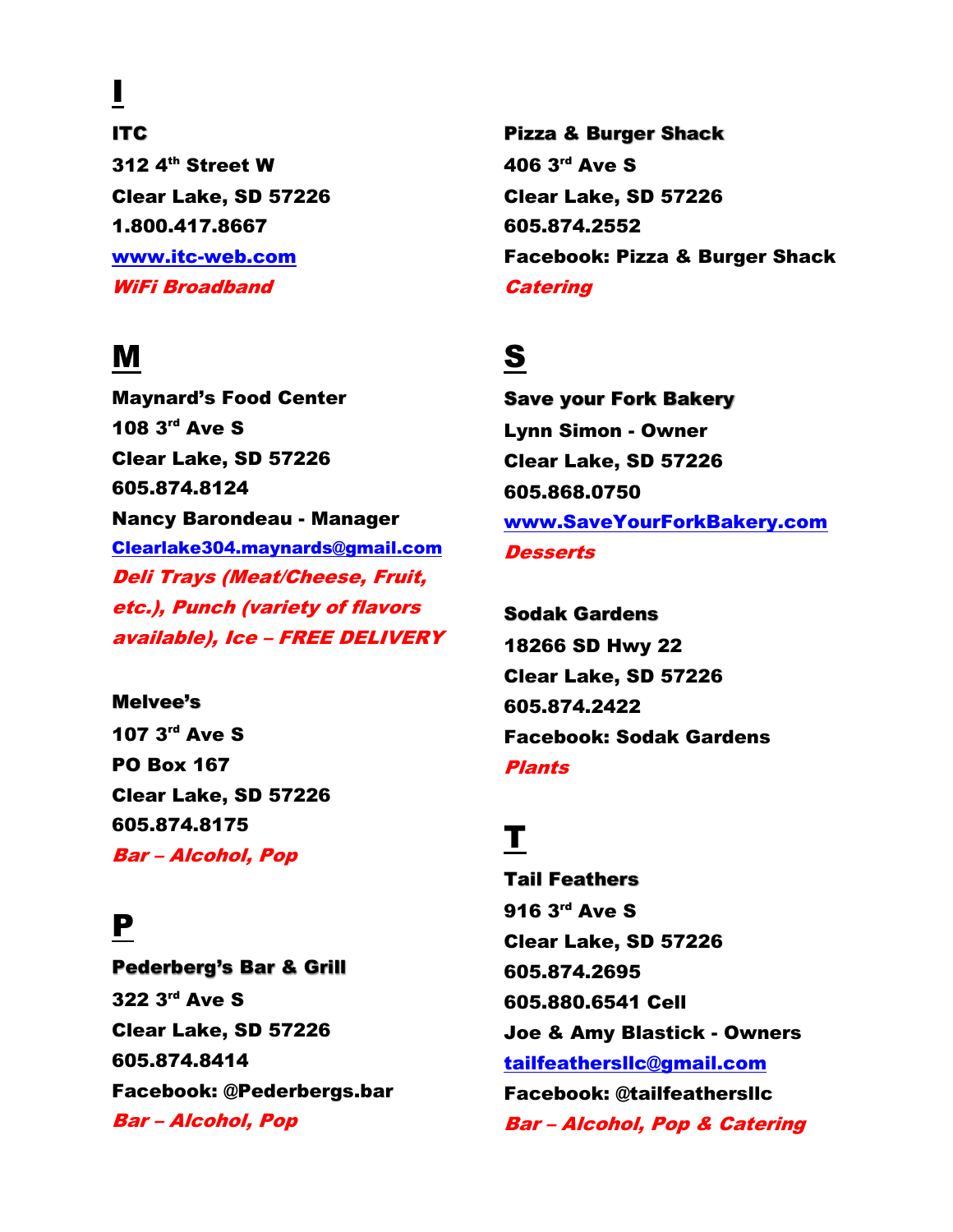# I

**ITC**
**312 4th Street W**
**Clear Lake, SD 57226**
**1.800.417.8667**
**www.itc-web.com**
***WiFi Broadband***

# M

**Maynard's Food Center**
**108 3rd Ave S**
**Clear Lake, SD 57226**
**605.874.8124**
**Nancy Barondeau - Manager**
**Clearlake304.maynards@gmail.com**
***Deli Trays (Meat/Cheese, Fruit, etc.), Punch (variety of flavors available), Ice – FREE DELIVERY***

**Melvee's**
**107 3rd Ave S**
**PO Box 167**
**Clear Lake, SD 57226**
**605.874.8175**
***Bar – Alcohol, Pop***

# P

**Pederberg's Bar & Grill**
**322 3rd Ave S**
**Clear Lake, SD 57226**
**605.874.8414**
**Facebook: @Pederbergs.bar**
***Bar – Alcohol, Pop***

**Pizza & Burger Shack**
**406 3rd Ave S**
**Clear Lake, SD 57226**
**605.874.2552**
**Facebook: Pizza & Burger Shack**
***Catering***

# S

**Save your Fork Bakery**
**Lynn Simon - Owner**
**Clear Lake, SD 57226**
**605.868.0750**
**www.SaveYourForkBakery.com**
***Desserts***

**Sodak Gardens**
**18266 SD Hwy 22**
**Clear Lake, SD 57226**
**605.874.2422**
**Facebook: Sodak Gardens**
***Plants***

# T

**Tail Feathers**
**916 3rd Ave S**
**Clear Lake, SD 57226**
**605.874.2695**
**605.880.6541 Cell**
**Joe & Amy Blastick - Owners**
**tailfeathersllc@gmail.com**
**Facebook: @tailfeathersllc**
***Bar – Alcohol, Pop & Catering***